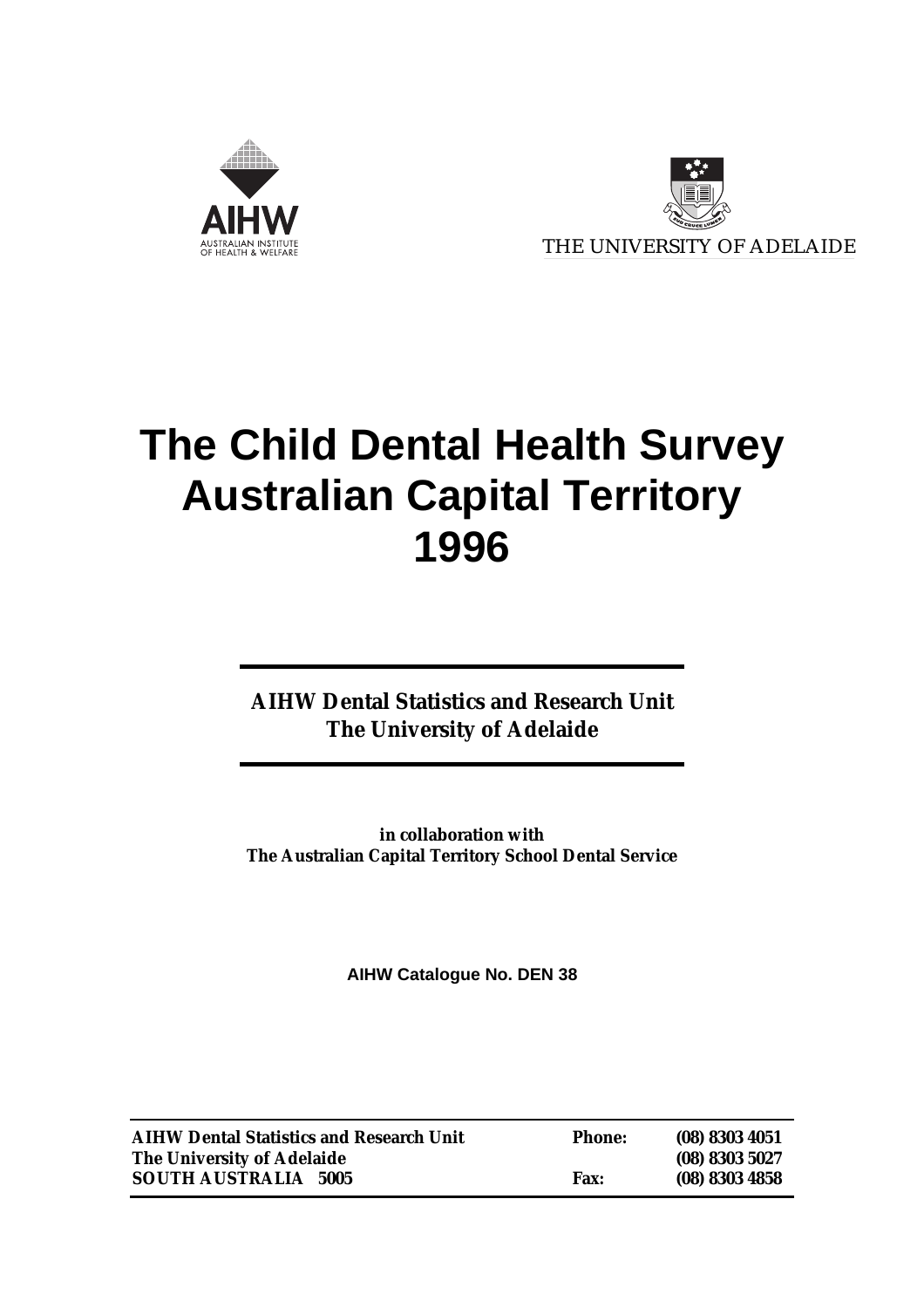AIHW
AUSTRALIAN INSTITUTE
OF HEALTH & WELFARE

THE UNIVERSITY OF ADELAIDE

# The Child Dental Health Survey Australian Capital Territory 1996

**AIHW Dental Statistics and Research Unit**
**The University of Adelaide**

**in collaboration with**
**The Australian Capital Territory School Dental Service**

**AIHW Catalogue No. DEN 38**

| | | |
|---|---|---|
| **AIHW Dental Statistics and Research Unit** | **Phone:** | **(08) 8303 4051** |
| **The University of Adelaide** | | **(08) 8303 5027** |
| **SOUTH AUSTRALIA 5005** | **Fax:** | **(08) 8303 4858** |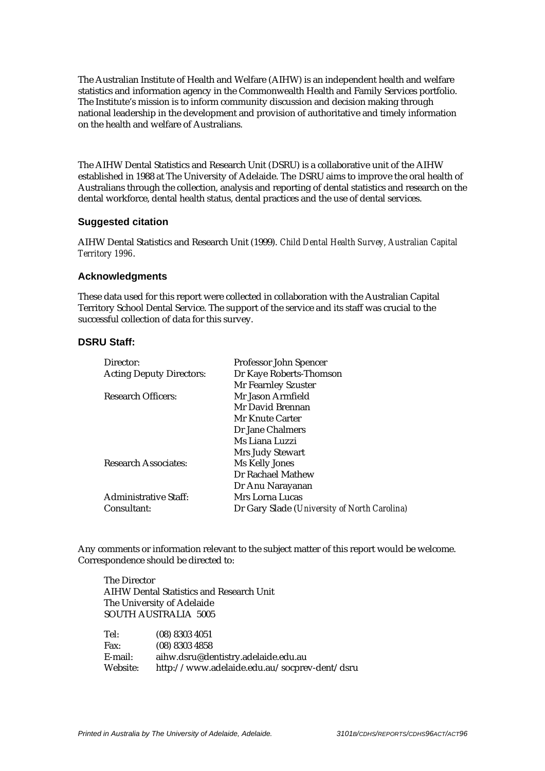The Australian Institute of Health and Welfare (AIHW) is an independent health and welfare statistics and information agency in the Commonwealth Health and Family Services portfolio. The Institute's mission is to inform community discussion and decision making through national leadership in the development and provision of authoritative and timely information on the health and welfare of Australians.

The AIHW Dental Statistics and Research Unit (DSRU) is a collaborative unit of the AIHW established in 1988 at The University of Adelaide. The DSRU aims to improve the oral health of Australians through the collection, analysis and reporting of dental statistics and research on the dental workforce, dental health status, dental practices and the use of dental services.

### Suggested citation

AIHW Dental Statistics and Research Unit (1999). *Child Dental Health Survey, Australian Capital Territory 1996*.

### Acknowledgments

These data used for this report were collected in collaboration with the Australian Capital Territory School Dental Service. The support of the service and its staff was crucial to the successful collection of data for this survey.

### DSRU Staff:

| | |
|---|---|
| Director: | Professor John Spencer |
| Acting Deputy Directors: | Dr Kaye Roberts-Thomson |
| | Mr Fearnley Szuster |
| Research Officers: | Mr Jason Armfield |
| | Mr David Brennan |
| | Mr Knute Carter |
| | Dr Jane Chalmers |
| | Ms Liana Luzzi |
| | Mrs Judy Stewart |
| Research Associates: | Ms Kelly Jones |
| | Dr Rachael Mathew |
| | Dr Anu Narayanan |
| Administrative Staff: | Mrs Lorna Lucas |
| Consultant: | Dr Gary Slade (*University of North Carolina*) |

Any comments or information relevant to the subject matter of this report would be welcome. Correspondence should be directed to:

The Director
AIHW Dental Statistics and Research Unit
The University of Adelaide
SOUTH AUSTRALIA 5005

| | |
|---|---|
| Tel: | (08) 8303 4051 |
| Fax: | (08) 8303 4858 |
| E-mail: | aihw.dsru@dentistry.adelaide.edu.au |
| Website: | http://www.adelaide.edu.au/socprev-dent/dsru |

*Printed in Australia by The University of Adelaide, Adelaide.* *3101B/CDHS/REPORTS/CDHS96ACT/ACT96*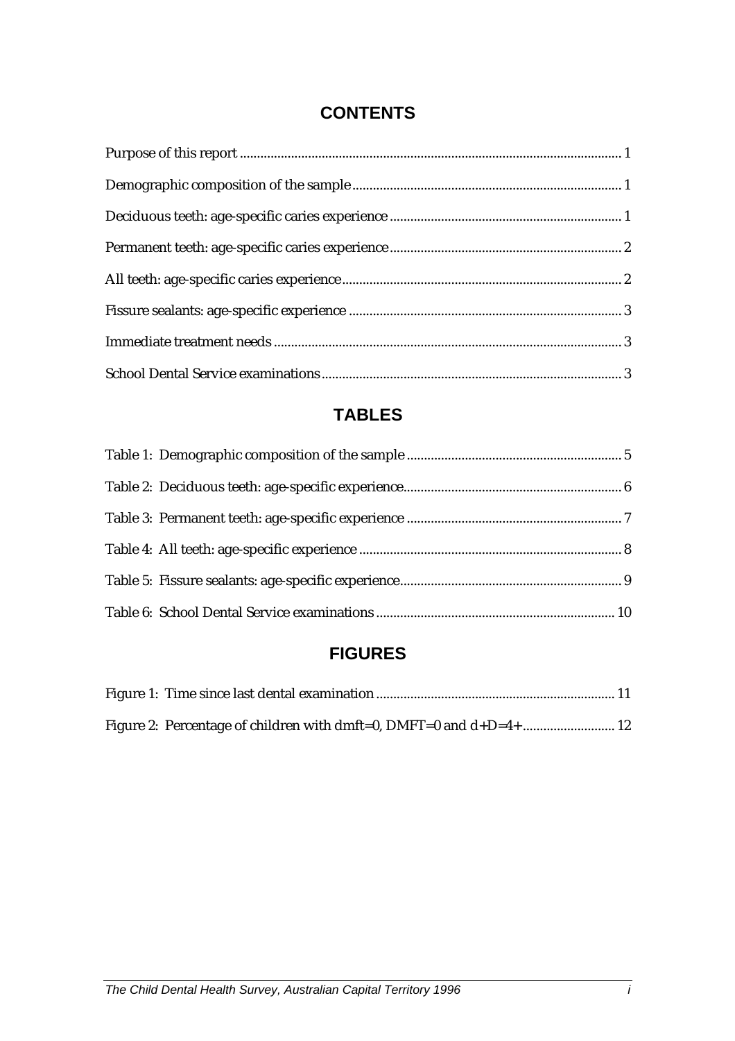# CONTENTS

Purpose of this report ........................................................................................................ 1

Demographic composition of the sample .............................................................................. 1

Deciduous teeth: age-specific caries experience ................................................................... 1

Permanent teeth: age-specific caries experience ................................................................... 2

All teeth: age-specific caries experience ................................................................................. 2

Fissure sealants: age-specific experience ............................................................................... 3

Immediate treatment needs ..................................................................................................... 3

School Dental Service examinations ....................................................................................... 3

# TABLES

Table 1: Demographic composition of the sample .............................................................. 5

Table 2: Deciduous teeth: age-specific experience ............................................................... 6

Table 3: Permanent teeth: age-specific experience .............................................................. 7

Table 4: All teeth: age-specific experience ............................................................................ 8

Table 5: Fissure sealants: age-specific experience ................................................................ 9

Table 6: School Dental Service examinations ..................................................................... 10

# FIGURES

Figure 1: Time since last dental examination ...................................................................... 11

Figure 2: Percentage of children with dmft=0, DMFT=0 and d+D=4+ ........................... 12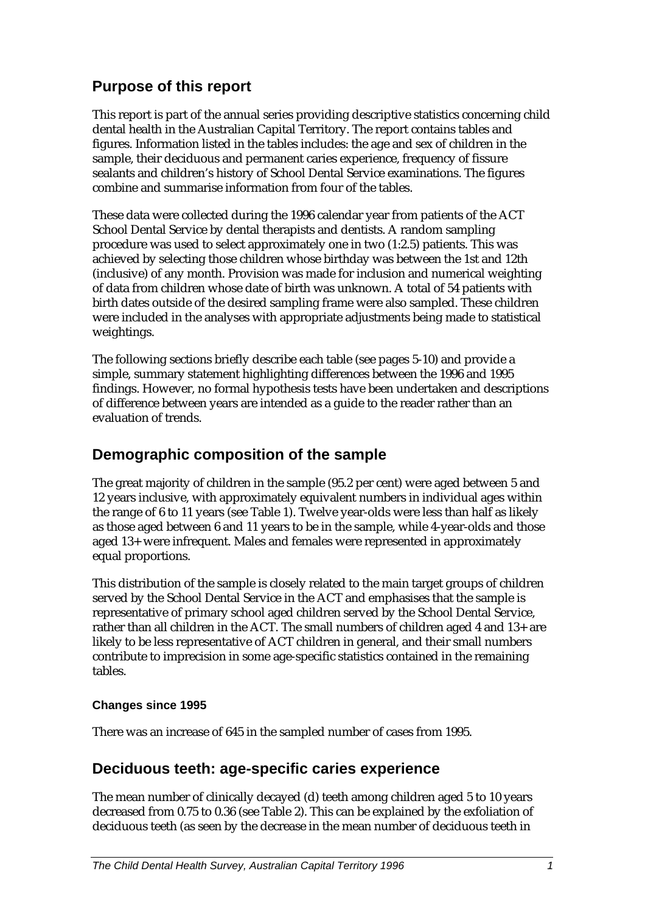## Purpose of this report

This report is part of the annual series providing descriptive statistics concerning child dental health in the Australian Capital Territory. The report contains tables and figures. Information listed in the tables includes: the age and sex of children in the sample, their deciduous and permanent caries experience, frequency of fissure sealants and children's history of School Dental Service examinations. The figures combine and summarise information from four of the tables.

These data were collected during the 1996 calendar year from patients of the ACT School Dental Service by dental therapists and dentists. A random sampling procedure was used to select approximately one in two (1:2.5) patients. This was achieved by selecting those children whose birthday was between the 1st and 12th (inclusive) of any month. Provision was made for inclusion and numerical weighting of data from children whose date of birth was unknown. A total of 54 patients with birth dates outside of the desired sampling frame were also sampled. These children were included in the analyses with appropriate adjustments being made to statistical weightings.

The following sections briefly describe each table (see pages 5-10) and provide a simple, summary statement highlighting differences between the 1996 and 1995 findings. However, no formal hypothesis tests have been undertaken and descriptions of difference between years are intended as a guide to the reader rather than an evaluation of trends.

## Demographic composition of the sample

The great majority of children in the sample (95.2 per cent) were aged between 5 and 12 years inclusive, with approximately equivalent numbers in individual ages within the range of 6 to 11 years (see Table 1). Twelve year-olds were less than half as likely as those aged between 6 and 11 years to be in the sample, while 4-year-olds and those aged 13+ were infrequent. Males and females were represented in approximately equal proportions.

This distribution of the sample is closely related to the main target groups of children served by the School Dental Service in the ACT and emphasises that the sample is representative of primary school aged children served by the School Dental Service, rather than all children in the ACT. The small numbers of children aged 4 and 13+ are likely to be less representative of ACT children in general, and their small numbers contribute to imprecision in some age-specific statistics contained in the remaining tables.

#### Changes since 1995

There was an increase of 645 in the sampled number of cases from 1995.

## Deciduous teeth: age-specific caries experience

The mean number of clinically decayed (d) teeth among children aged 5 to 10 years decreased from 0.75 to 0.36 (see Table 2). This can be explained by the exfoliation of deciduous teeth (as seen by the decrease in the mean number of deciduous teeth in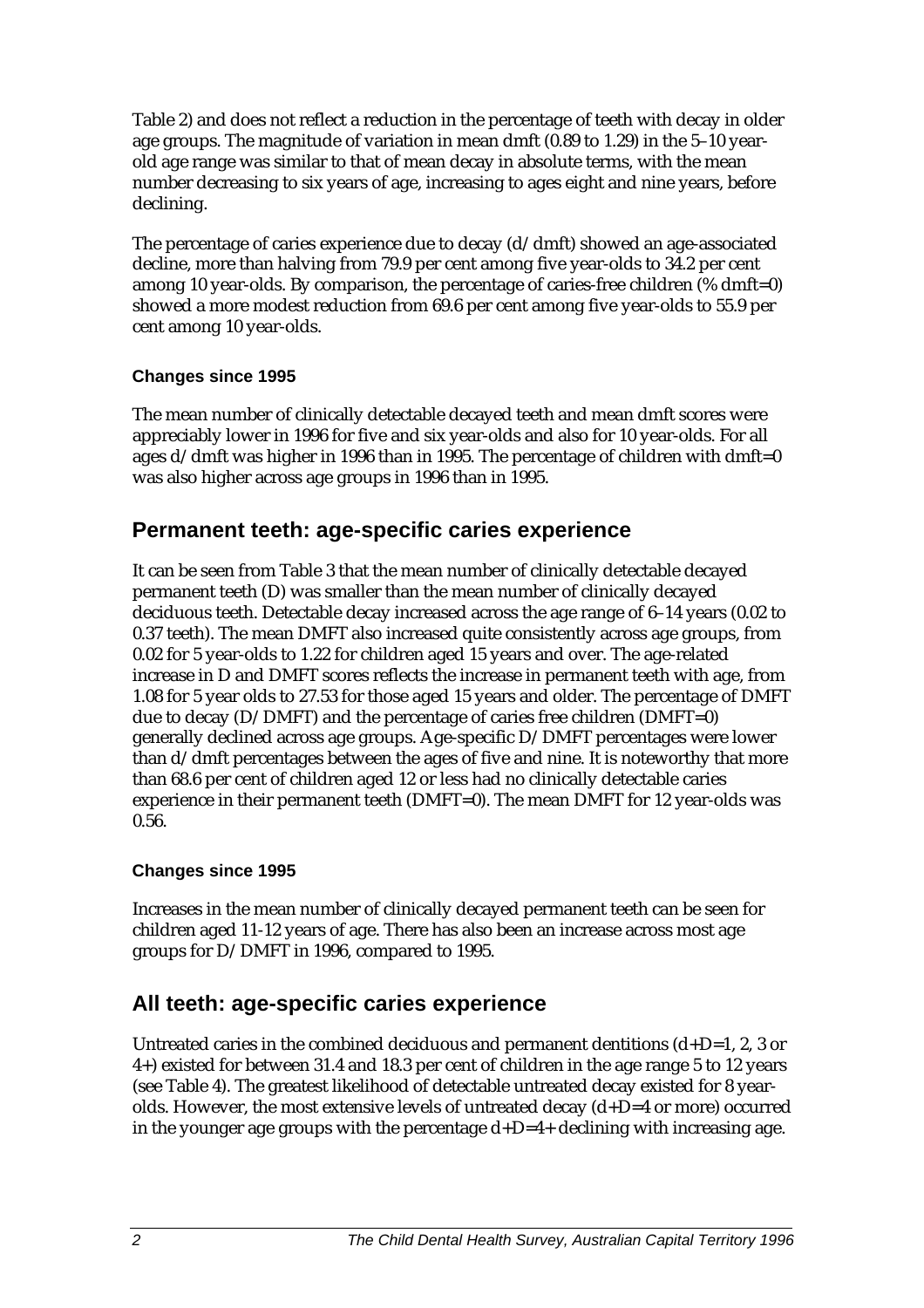Table 2) and does not reflect a reduction in the percentage of teeth with decay in older age groups. The magnitude of variation in mean dmft (0.89 to 1.29) in the 5–10 year-old age range was similar to that of mean decay in absolute terms, with the mean number decreasing to six years of age, increasing to ages eight and nine years, before declining.

The percentage of caries experience due to decay (d/dmft) showed an age-associated decline, more than halving from 79.9 per cent among five year-olds to 34.2 per cent among 10 year-olds. By comparison, the percentage of caries-free children (% dmft=0) showed a more modest reduction from 69.6 per cent among five year-olds to 55.9 per cent among 10 year-olds.

#### Changes since 1995

The mean number of clinically detectable decayed teeth and mean dmft scores were appreciably lower in 1996 for five and six year-olds and also for 10 year-olds. For all ages d/dmft was higher in 1996 than in 1995. The percentage of children with dmft=0 was also higher across age groups in 1996 than in 1995.

## Permanent teeth: age-specific caries experience

It can be seen from Table 3 that the mean number of clinically detectable decayed permanent teeth (D) was smaller than the mean number of clinically decayed deciduous teeth. Detectable decay increased across the age range of 6–14 years (0.02 to 0.37 teeth). The mean DMFT also increased quite consistently across age groups, from 0.02 for 5 year-olds to 1.22 for children aged 15 years and over. The age-related increase in D and DMFT scores reflects the increase in permanent teeth with age, from 1.08 for 5 year olds to 27.53 for those aged 15 years and older. The percentage of DMFT due to decay (D/DMFT) and the percentage of caries free children (DMFT=0) generally declined across age groups. Age-specific D/DMFT percentages were lower than d/dmft percentages between the ages of five and nine. It is noteworthy that more than 68.6 per cent of children aged 12 or less had no clinically detectable caries experience in their permanent teeth (DMFT=0). The mean DMFT for 12 year-olds was 0.56.

#### Changes since 1995

Increases in the mean number of clinically decayed permanent teeth can be seen for children aged 11-12 years of age. There has also been an increase across most age groups for D/DMFT in 1996, compared to 1995.

## All teeth: age-specific caries experience

Untreated caries in the combined deciduous and permanent dentitions (d+D=1, 2, 3 or 4+) existed for between 31.4 and 18.3 per cent of children in the age range 5 to 12 years (see Table 4). The greatest likelihood of detectable untreated decay existed for 8 year-olds. However, the most extensive levels of untreated decay (d+D=4 or more) occurred in the younger age groups with the percentage d+D=4+ declining with increasing age.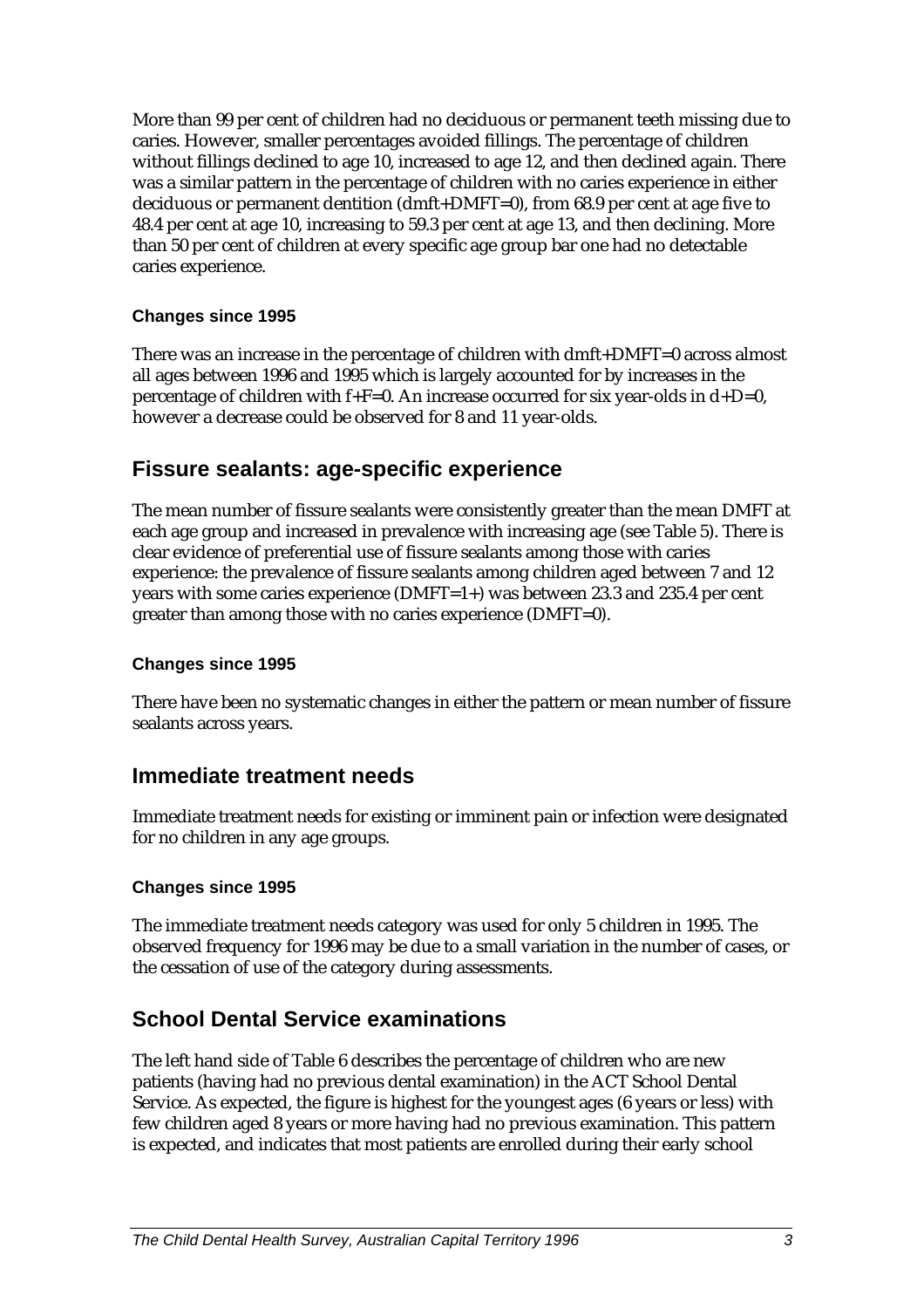More than 99 per cent of children had no deciduous or permanent teeth missing due to caries. However, smaller percentages avoided fillings. The percentage of children without fillings declined to age 10, increased to age 12, and then declined again. There was a similar pattern in the percentage of children with no caries experience in either deciduous or permanent dentition (dmft+DMFT=0), from 68.9 per cent at age five to 48.4 per cent at age 10, increasing to 59.3 per cent at age 13, and then declining. More than 50 per cent of children at every specific age group bar one had no detectable caries experience.

### Changes since 1995

There was an increase in the percentage of children with dmft+DMFT=0 across almost all ages between 1996 and 1995 which is largely accounted for by increases in the percentage of children with f+F=0. An increase occurred for six year-olds in d+D=0, however a decrease could be observed for 8 and 11 year-olds.

## Fissure sealants: age-specific experience

The mean number of fissure sealants were consistently greater than the mean DMFT at each age group and increased in prevalence with increasing age (see Table 5). There is clear evidence of preferential use of fissure sealants among those with caries experience: the prevalence of fissure sealants among children aged between 7 and 12 years with some caries experience (DMFT=1+) was between 23.3 and 235.4 per cent greater than among those with no caries experience (DMFT=0).

### Changes since 1995

There have been no systematic changes in either the pattern or mean number of fissure sealants across years.

## Immediate treatment needs

Immediate treatment needs for existing or imminent pain or infection were designated for no children in any age groups.

### Changes since 1995

The immediate treatment needs category was used for only 5 children in 1995. The observed frequency for 1996 may be due to a small variation in the number of cases, or the cessation of use of the category during assessments.

## School Dental Service examinations

The left hand side of Table 6 describes the percentage of children who are new patients (having had no previous dental examination) in the ACT School Dental Service. As expected, the figure is highest for the youngest ages (6 years or less) with few children aged 8 years or more having had no previous examination. This pattern is expected, and indicates that most patients are enrolled during their early school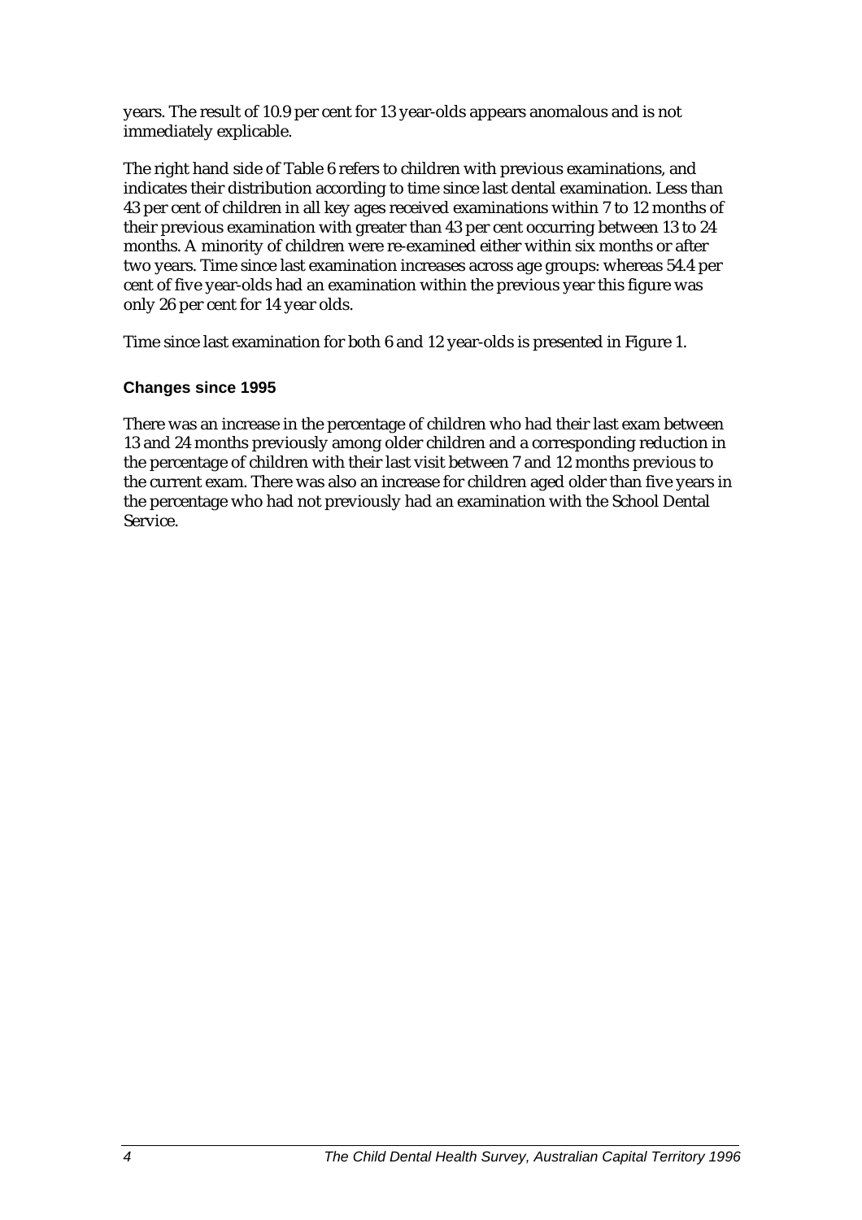years. The result of 10.9 per cent for 13 year-olds appears anomalous and is not immediately explicable.

The right hand side of Table 6 refers to children with previous examinations, and indicates their distribution according to time since last dental examination. Less than 43 per cent of children in all key ages received examinations within 7 to 12 months of their previous examination with greater than 43 per cent occurring between 13 to 24 months. A minority of children were re-examined either within six months or after two years. Time since last examination increases across age groups: whereas 54.4 per cent of five year-olds had an examination within the previous year this figure was only 26 per cent for 14 year olds.

Time since last examination for both 6 and 12 year-olds is presented in Figure 1.

#### Changes since 1995

There was an increase in the percentage of children who had their last exam between 13 and 24 months previously among older children and a corresponding reduction in the percentage of children with their last visit between 7 and 12 months previous to the current exam. There was also an increase for children aged older than five years in the percentage who had not previously had an examination with the School Dental Service.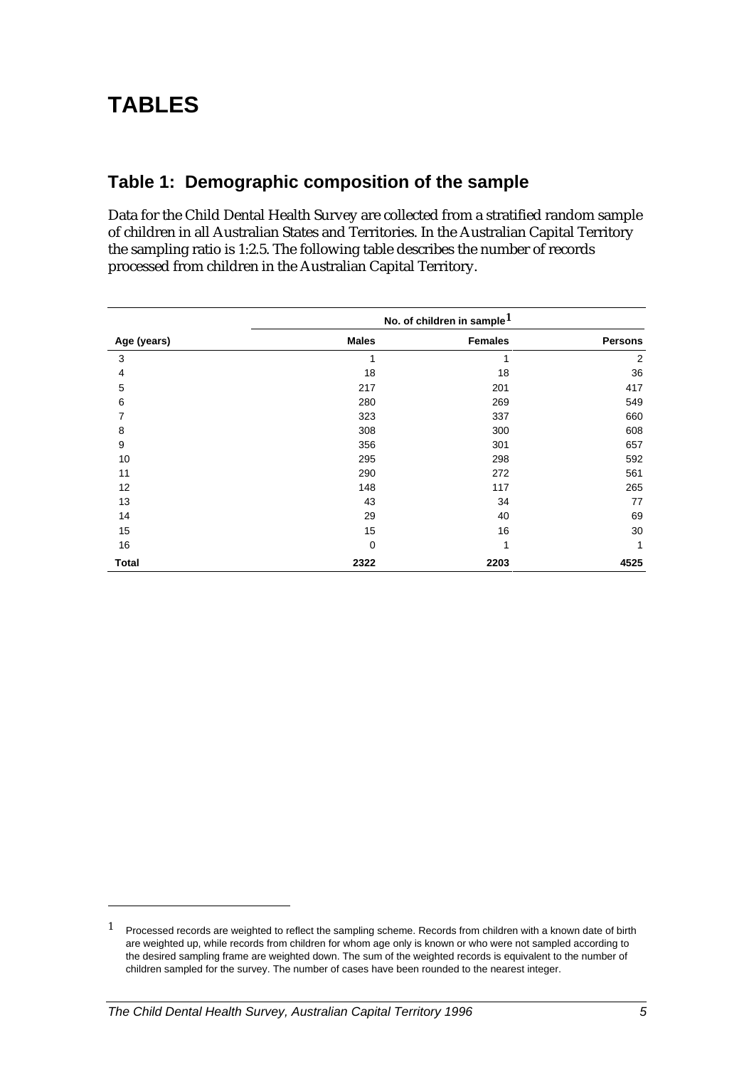# TABLES

## Table 1: Demographic composition of the sample

Data for the Child Dental Health Survey are collected from a stratified random sample of children in all Australian States and Territories. In the Australian Capital Territory the sampling ratio is 1:2.5. The following table describes the number of records processed from children in the Australian Capital Territory.

| | No. of children in sample[1] | | |
|---|---|---|---|
| **Age (years)** | **Males** | **Females** | **Persons** |
| 3 | 1 | 1 | 2 |
| 4 | 18 | 18 | 36 |
| 5 | 217 | 201 | 417 |
| 6 | 280 | 269 | 549 |
| 7 | 323 | 337 | 660 |
| 8 | 308 | 300 | 608 |
| 9 | 356 | 301 | 657 |
| 10 | 295 | 298 | 592 |
| 11 | 290 | 272 | 561 |
| 12 | 148 | 117 | 265 |
| 13 | 43 | 34 | 77 |
| 14 | 29 | 40 | 69 |
| 15 | 15 | 16 | 30 |
| 16 | 0 | 1 | 1 |
| **Total** | **2322** | **2203** | **4525** |

[1] Processed records are weighted to reflect the sampling scheme. Records from children with a known date of birth are weighted up, while records from children for whom age only is known or who were not sampled according to the desired sampling frame are weighted down. The sum of the weighted records is equivalent to the number of children sampled for the survey. The number of cases have been rounded to the nearest integer.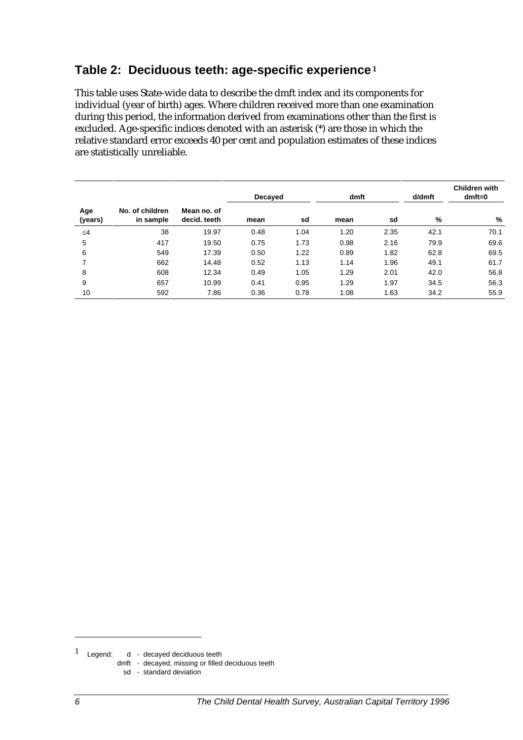## Table 2: Deciduous teeth: age-specific experience [1]

This table uses State-wide data to describe the dmft index and its components for individual (year of birth) ages. Where children received more than one examination during this period, the information derived from examinations other than the first is excluded. Age-specific indices denoted with an asterisk (*) are those in which the relative standard error exceeds 40 per cent and population estimates of these indices are statistically unreliable.

| Age (years) | No. of children in sample | Mean no. of decid. teeth | Decayed | | dmft | | d/dmft | Children with dmft=0 |
|---|---|---|---|---|---|---|---|---|
| | | | mean | sd | mean | sd | % | % |
| ≤4 | 38 | 19.97 | 0.48 | 1.04 | 1.20 | 2.35 | 42.1 | 70.1 |
| 5 | 417 | 19.50 | 0.75 | 1.73 | 0.98 | 2.16 | 79.9 | 69.6 |
| 6 | 549 | 17.39 | 0.50 | 1.22 | 0.89 | 1.82 | 62.8 | 69.5 |
| 7 | 662 | 14.48 | 0.52 | 1.13 | 1.14 | 1.96 | 49.1 | 61.7 |
| 8 | 608 | 12.34 | 0.49 | 1.05 | 1.29 | 2.01 | 42.0 | 56.8 |
| 9 | 657 | 10.99 | 0.41 | 0.95 | 1.29 | 1.97 | 34.5 | 56.3 |
| 10 | 592 | 7.86 | 0.36 | 0.78 | 1.08 | 1.63 | 34.2 | 55.9 |

[1] Legend: d - decayed deciduous teeth
dmft - decayed, missing or filled deciduous teeth
sd - standard deviation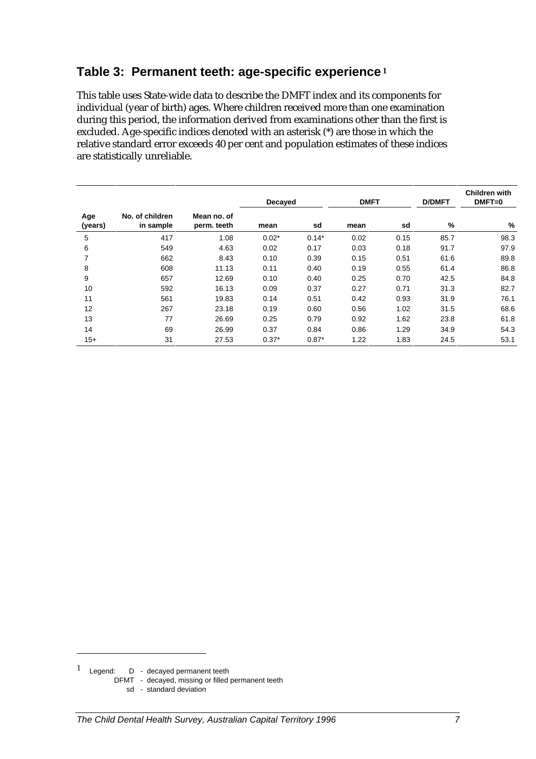## Table 3: Permanent teeth: age-specific experience [1]

This table uses State-wide data to describe the DMFT index and its components for individual (year of birth) ages. Where children received more than one examination during this period, the information derived from examinations other than the first is excluded. Age-specific indices denoted with an asterisk (*) are those in which the relative standard error exceeds 40 per cent and population estimates of these indices are statistically unreliable.

| | | | Decayed | | DMFT | | D/DMFT | Children with DMFT=0 |
|---|---|---|---|---|---|---|---|---|
| Age (years) | No. of children in sample | Mean no. of perm. teeth | mean | sd | mean | sd | % | % |
| 5 | 417 | 1.08 | 0.02* | 0.14* | 0.02 | 0.15 | 85.7 | 98.3 |
| 6 | 549 | 4.63 | 0.02 | 0.17 | 0.03 | 0.18 | 91.7 | 97.9 |
| 7 | 662 | 8.43 | 0.10 | 0.39 | 0.15 | 0.51 | 61.6 | 89.8 |
| 8 | 608 | 11.13 | 0.11 | 0.40 | 0.19 | 0.55 | 61.4 | 86.8 |
| 9 | 657 | 12.69 | 0.10 | 0.40 | 0.25 | 0.70 | 42.5 | 84.8 |
| 10 | 592 | 16.13 | 0.09 | 0.37 | 0.27 | 0.71 | 31.3 | 82.7 |
| 11 | 561 | 19.83 | 0.14 | 0.51 | 0.42 | 0.93 | 31.9 | 76.1 |
| 12 | 267 | 23.18 | 0.19 | 0.60 | 0.56 | 1.02 | 31.5 | 68.6 |
| 13 | 77 | 26.69 | 0.25 | 0.79 | 0.92 | 1.62 | 23.8 | 61.8 |
| 14 | 69 | 26.99 | 0.37 | 0.84 | 0.86 | 1.29 | 34.9 | 54.3 |
| 15+ | 31 | 27.53 | 0.37* | 0.87* | 1.22 | 1.83 | 24.5 | 53.1 |

[1] Legend: D - decayed permanent teeth
DFMT - decayed, missing or filled permanent teeth
sd - standard deviation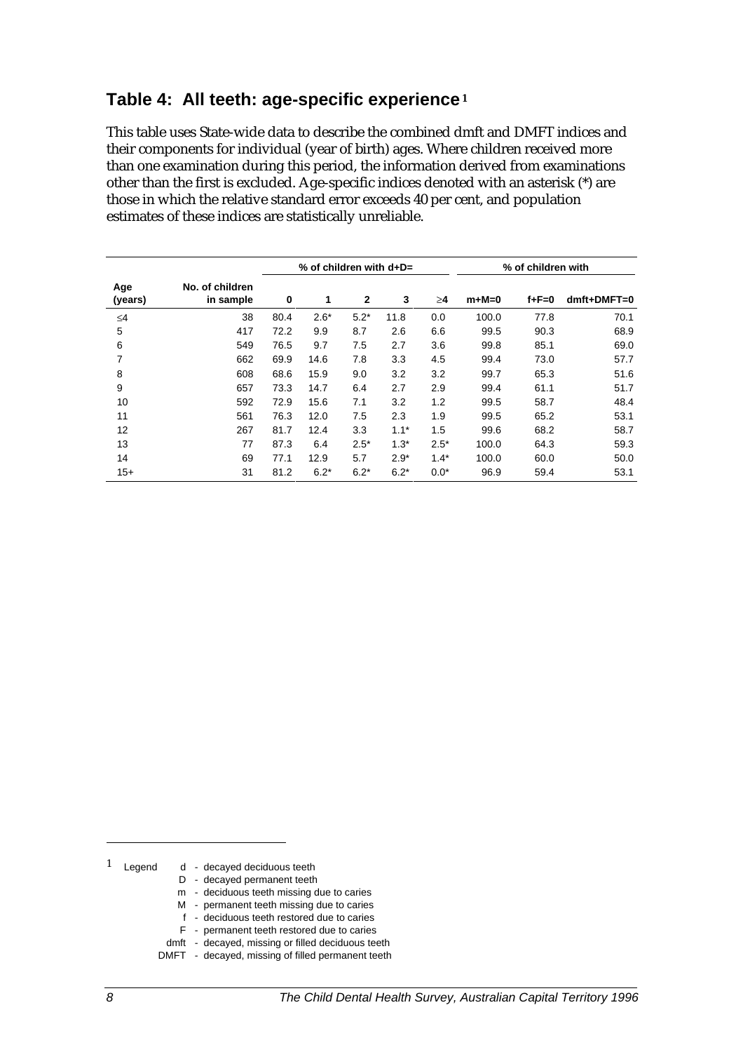## Table 4: All teeth: age-specific experience[1]

This table uses State-wide data to describe the combined dmft and DMFT indices and their components for individual (year of birth) ages. Where children received more than one examination during this period, the information derived from examinations other than the first is excluded. Age-specific indices denoted with an asterisk (*) are those in which the relative standard error exceeds 40 per cent, and population estimates of these indices are statistically unreliable.

| Age (years) | No. of children in sample | % of children with d+D= | | | | | % of children with | | |
|---|---|---|---|---|---|---|---|---|---|
| | | 0 | 1 | 2 | 3 | ≥4 | m+M=0 | f+F=0 | dmft+DMFT=0 |
| ≤4 | 38 | 80.4 | 2.6* | 5.2* | 11.8 | 0.0 | 100.0 | 77.8 | 70.1 |
| 5 | 417 | 72.2 | 9.9 | 8.7 | 2.6 | 6.6 | 99.5 | 90.3 | 68.9 |
| 6 | 549 | 76.5 | 9.7 | 7.5 | 2.7 | 3.6 | 99.8 | 85.1 | 69.0 |
| 7 | 662 | 69.9 | 14.6 | 7.8 | 3.3 | 4.5 | 99.4 | 73.0 | 57.7 |
| 8 | 608 | 68.6 | 15.9 | 9.0 | 3.2 | 3.2 | 99.7 | 65.3 | 51.6 |
| 9 | 657 | 73.3 | 14.7 | 6.4 | 2.7 | 2.9 | 99.4 | 61.1 | 51.7 |
| 10 | 592 | 72.9 | 15.6 | 7.1 | 3.2 | 1.2 | 99.5 | 58.7 | 48.4 |
| 11 | 561 | 76.3 | 12.0 | 7.5 | 2.3 | 1.9 | 99.5 | 65.2 | 53.1 |
| 12 | 267 | 81.7 | 12.4 | 3.3 | 1.1* | 1.5 | 99.6 | 68.2 | 58.7 |
| 13 | 77 | 87.3 | 6.4 | 2.5* | 1.3* | 2.5* | 100.0 | 64.3 | 59.3 |
| 14 | 69 | 77.1 | 12.9 | 5.7 | 2.9* | 1.4* | 100.0 | 60.0 | 50.0 |
| 15+ | 31 | 81.2 | 6.2* | 6.2* | 6.2* | 0.0* | 96.9 | 59.4 | 53.1 |

[1] Legend
- d - decayed deciduous teeth
- D - decayed permanent teeth
- m - deciduous teeth missing due to caries
- M - permanent teeth missing due to caries
- f - deciduous teeth restored due to caries
- F - permanent teeth restored due to caries
- dmft - decayed, missing or filled deciduous teeth
- DMFT - decayed, missing of filled permanent teeth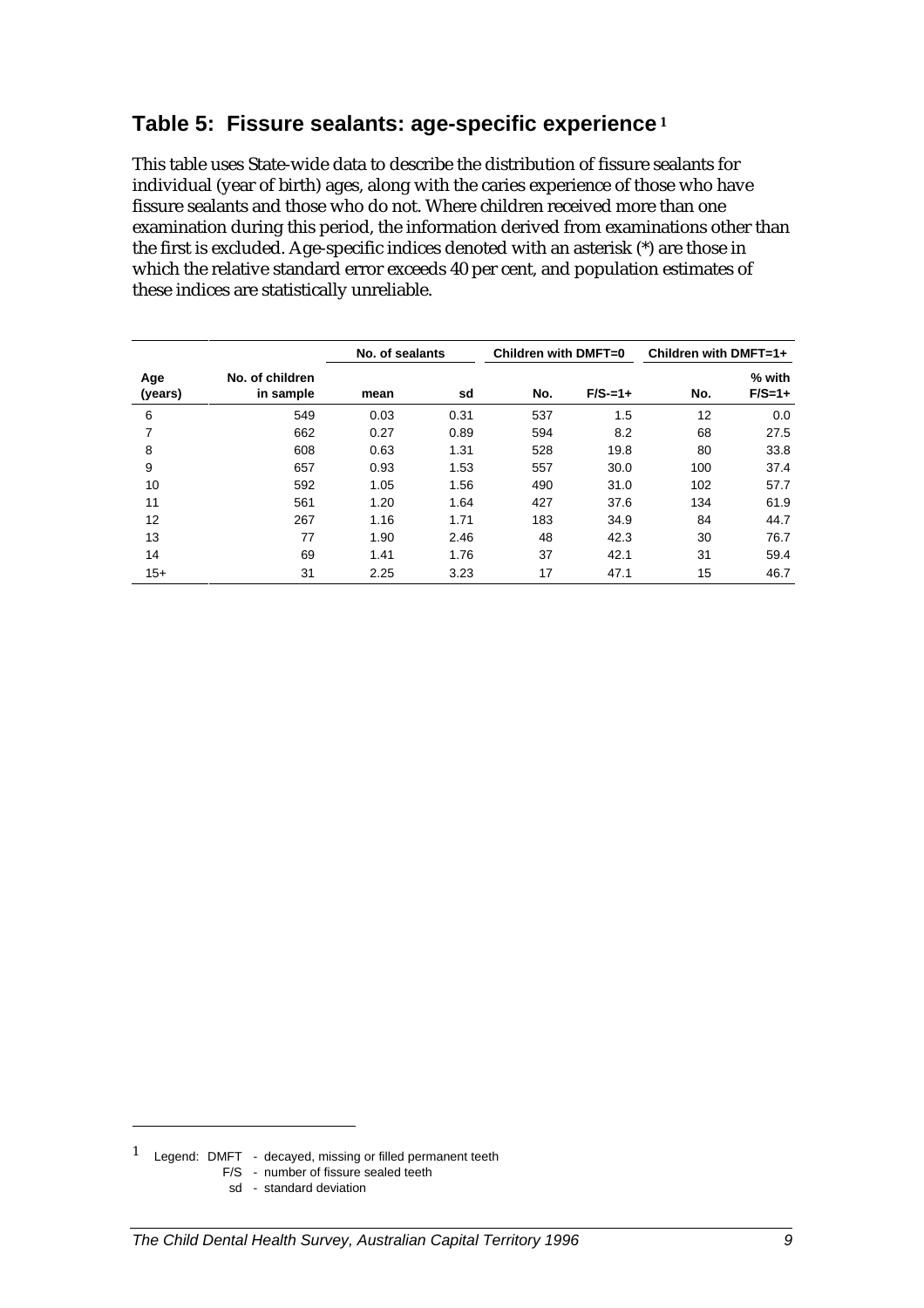## Table 5: Fissure sealants: age-specific experience [1]

This table uses State-wide data to describe the distribution of fissure sealants for individual (year of birth) ages, along with the caries experience of those who have fissure sealants and those who do not. Where children received more than one examination during this period, the information derived from examinations other than the first is excluded. Age-specific indices denoted with an asterisk (*) are those in which the relative standard error exceeds 40 per cent, and population estimates of these indices are statistically unreliable.

| | | No. of sealants | | Children with DMFT=0 | | Children with DMFT=1+ | |
|---|---|---|---|---|---|---|---|
| Age (years) | No. of children in sample | mean | sd | No. | F/S-=1+ | No. | % with F/S=1+ |
| 6 | 549 | 0.03 | 0.31 | 537 | 1.5 | 12 | 0.0 |
| 7 | 662 | 0.27 | 0.89 | 594 | 8.2 | 68 | 27.5 |
| 8 | 608 | 0.63 | 1.31 | 528 | 19.8 | 80 | 33.8 |
| 9 | 657 | 0.93 | 1.53 | 557 | 30.0 | 100 | 37.4 |
| 10 | 592 | 1.05 | 1.56 | 490 | 31.0 | 102 | 57.7 |
| 11 | 561 | 1.20 | 1.64 | 427 | 37.6 | 134 | 61.9 |
| 12 | 267 | 1.16 | 1.71 | 183 | 34.9 | 84 | 44.7 |
| 13 | 77 | 1.90 | 2.46 | 48 | 42.3 | 30 | 76.7 |
| 14 | 69 | 1.41 | 1.76 | 37 | 42.1 | 31 | 59.4 |
| 15+ | 31 | 2.25 | 3.23 | 17 | 47.1 | 15 | 46.7 |

[1] Legend: DMFT - decayed, missing or filled permanent teeth
F/S - number of fissure sealed teeth
sd - standard deviation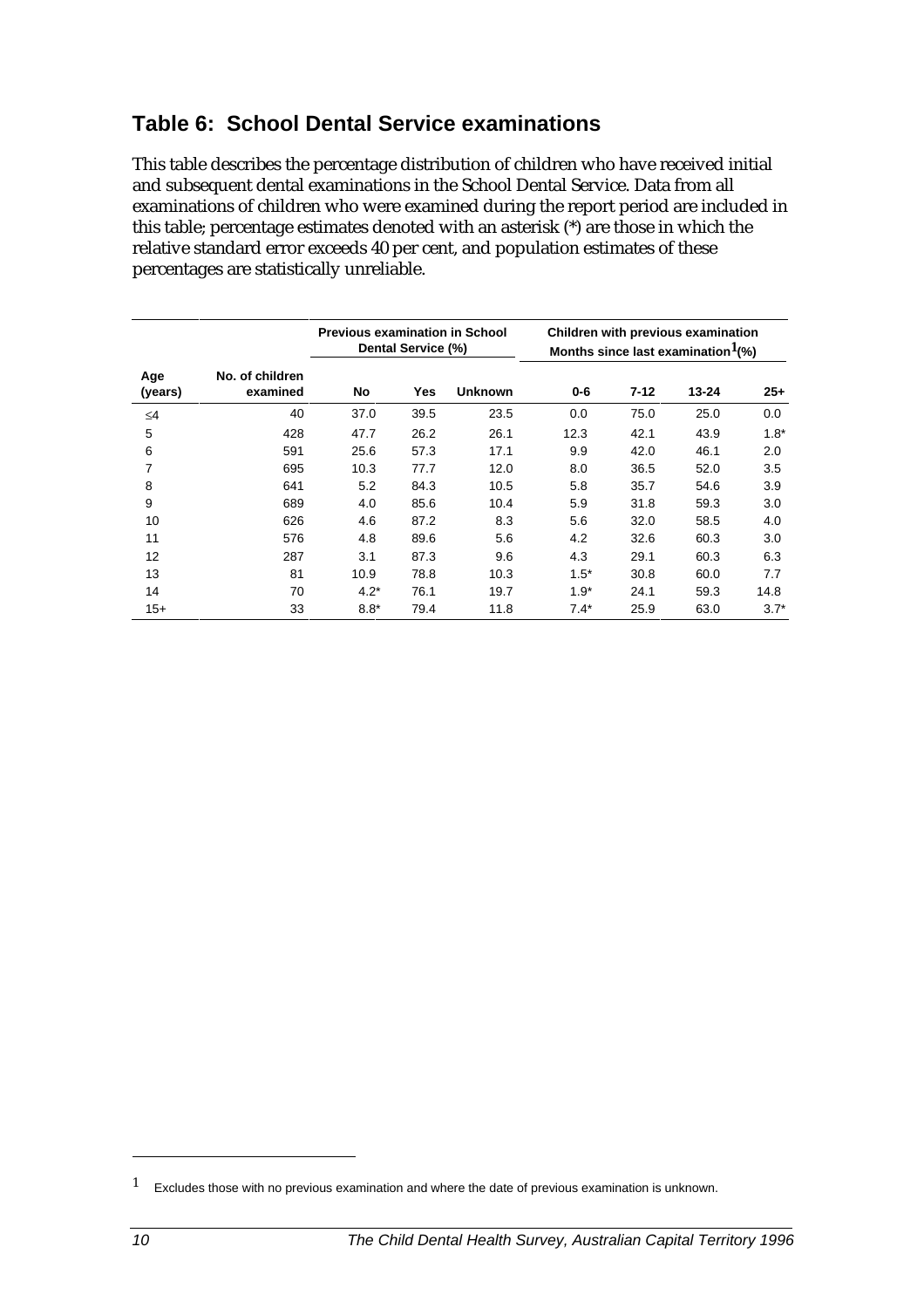## Table 6: School Dental Service examinations

This table describes the percentage distribution of children who have received initial and subsequent dental examinations in the School Dental Service. Data from all examinations of children who were examined during the report period are included in this table; percentage estimates denoted with an asterisk (*) are those in which the relative standard error exceeds 40 per cent, and population estimates of these percentages are statistically unreliable.

| | | Previous examination in School Dental Service (%) | | | Children with previous examination Months since last examination[1] (%) | | | |
|---|---|---|---|---|---|---|---|---|
| Age (years) | No. of children examined | No | Yes | Unknown | 0-6 | 7-12 | 13-24 | 25+ |
| ≤4 | 40 | 37.0 | 39.5 | 23.5 | 0.0 | 75.0 | 25.0 | 0.0 |
| 5 | 428 | 47.7 | 26.2 | 26.1 | 12.3 | 42.1 | 43.9 | 1.8* |
| 6 | 591 | 25.6 | 57.3 | 17.1 | 9.9 | 42.0 | 46.1 | 2.0 |
| 7 | 695 | 10.3 | 77.7 | 12.0 | 8.0 | 36.5 | 52.0 | 3.5 |
| 8 | 641 | 5.2 | 84.3 | 10.5 | 5.8 | 35.7 | 54.6 | 3.9 |
| 9 | 689 | 4.0 | 85.6 | 10.4 | 5.9 | 31.8 | 59.3 | 3.0 |
| 10 | 626 | 4.6 | 87.2 | 8.3 | 5.6 | 32.0 | 58.5 | 4.0 |
| 11 | 576 | 4.8 | 89.6 | 5.6 | 4.2 | 32.6 | 60.3 | 3.0 |
| 12 | 287 | 3.1 | 87.3 | 9.6 | 4.3 | 29.1 | 60.3 | 6.3 |
| 13 | 81 | 10.9 | 78.8 | 10.3 | 1.5* | 30.8 | 60.0 | 7.7 |
| 14 | 70 | 4.2* | 76.1 | 19.7 | 1.9* | 24.1 | 59.3 | 14.8 |
| 15+ | 33 | 8.8* | 79.4 | 11.8 | 7.4* | 25.9 | 63.0 | 3.7* |

[1] Excludes those with no previous examination and where the date of previous examination is unknown.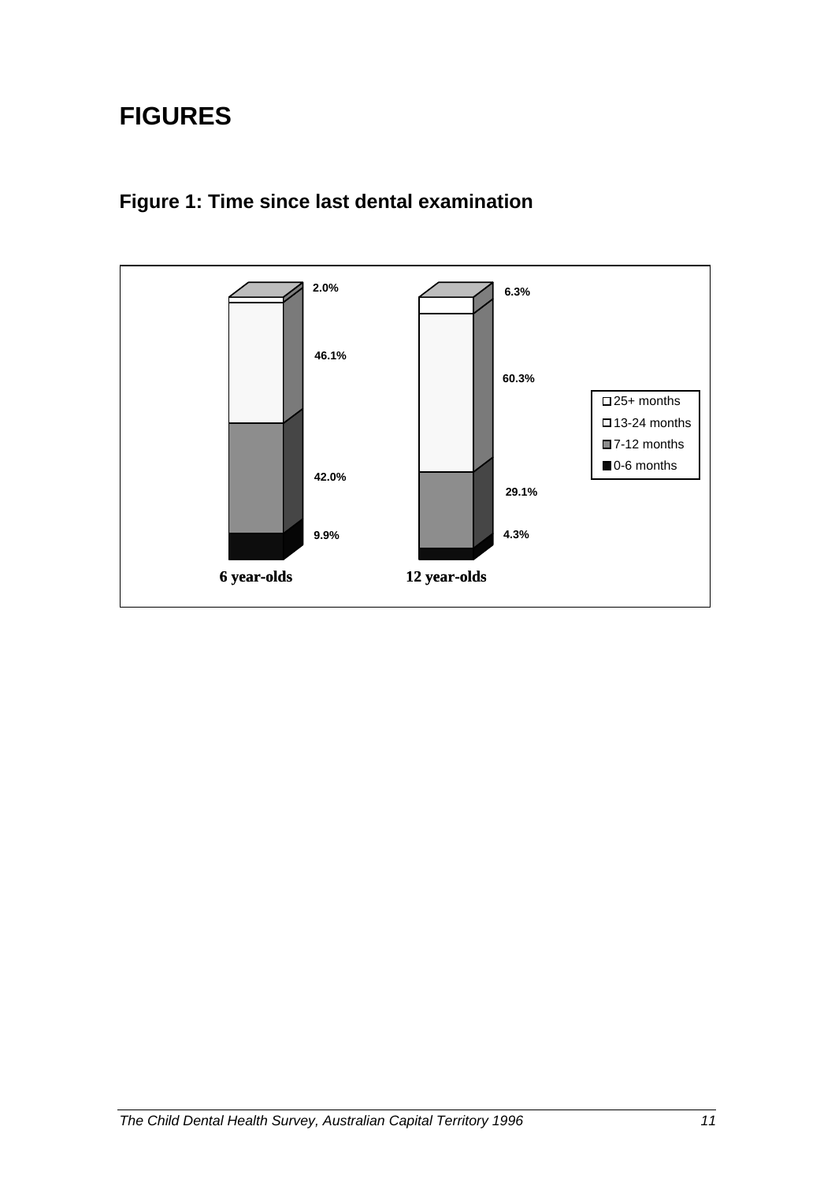# FIGURES

## Figure 1: Time since last dental examination

| | 6 year-olds | 12 year-olds |
|---|---|---|
| 25+ months | 2.0% | 6.3% |
| 13-24 months | 46.1% | 60.3% |
| 7-12 months | 42.0% | 29.1% |
| 0-6 months | 9.9% | 4.3% |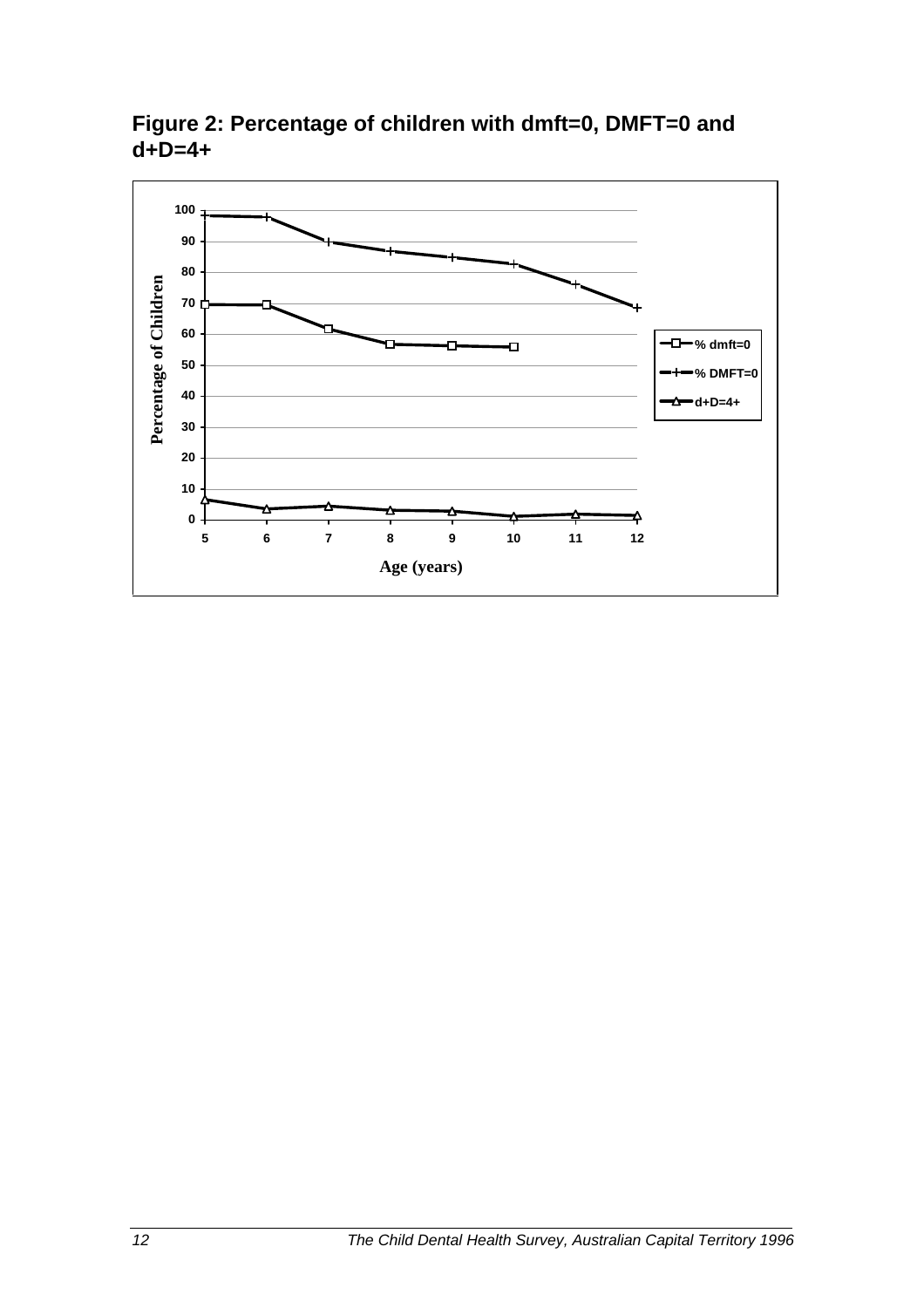**Figure 2: Percentage of children with dmft=0, DMFT=0 and d+D=4+**

Percentage of Children

100
90
80
70
60
50
40
30
20
10
0

5 6 7 8 9 10 11 12

Age (years)

% dmft=0
% DMFT=0
d+D=4+